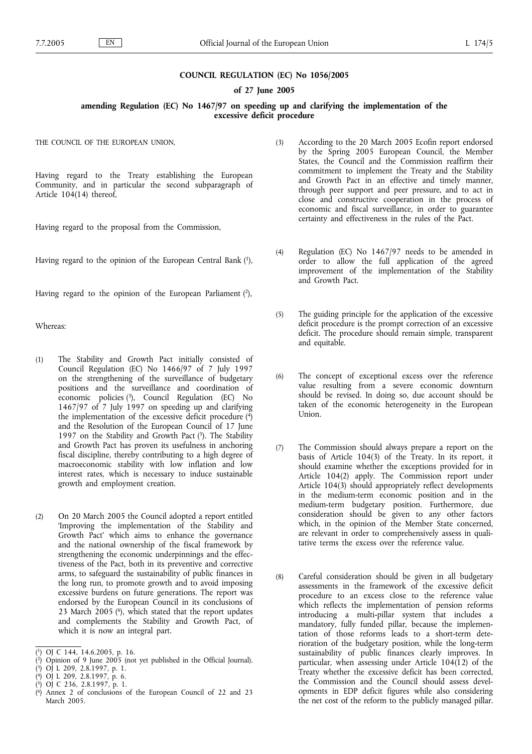# COUNCIL REGULATION (EC) No 1056/2005

## of 27 June 2005

## amending Regulation (EC) No 1467/97 on speeding up and clarifying the implementation of the excessive deficit procedure

THE COUNCIL OF THE EUROPEAN UNION,

Having regard to the Treaty establishing the European Community, and in particular the second subparagraph of Article 104(14) thereof,

Having regard to the proposal from the Commission,

Having regard to the opinion of the European Central Bank [1],

Having regard to the opinion of the European Parliament [2],

Whereas:

(1) The Stability and Growth Pact initially consisted of Council Regulation (EC) No 1466/97 of 7 July 1997 on the strengthening of the surveillance of budgetary positions and the surveillance and coordination of economic policies [3], Council Regulation (EC) No 1467/97 of 7 July 1997 on speeding up and clarifying the implementation of the excessive deficit procedure [4] and the Resolution of the European Council of 17 June 1997 on the Stability and Growth Pact [5]. The Stability and Growth Pact has proven its usefulness in anchoring fiscal discipline, thereby contributing to a high degree of macroeconomic stability with low inflation and low interest rates, which is necessary to induce sustainable growth and employment creation.

(2) On 20 March 2005 the Council adopted a report entitled 'Improving the implementation of the Stability and Growth Pact' which aims to enhance the governance and the national ownership of the fiscal framework by strengthening the economic underpinnings and the effectiveness of the Pact, both in its preventive and corrective arms, to safeguard the sustainability of public finances in the long run, to promote growth and to avoid imposing excessive burdens on future generations. The report was endorsed by the European Council in its conclusions of 23 March 2005 [6], which stated that the report updates and complements the Stability and Growth Pact, of which it is now an integral part.

(3) According to the 20 March 2005 Ecofin report endorsed by the Spring 2005 European Council, the Member States, the Council and the Commission reaffirm their commitment to implement the Treaty and the Stability and Growth Pact in an effective and timely manner, through peer support and peer pressure, and to act in close and constructive cooperation in the process of economic and fiscal surveillance, in order to guarantee certainty and effectiveness in the rules of the Pact.

(4) Regulation (EC) No 1467/97 needs to be amended in order to allow the full application of the agreed improvement of the implementation of the Stability and Growth Pact.

(5) The guiding principle for the application of the excessive deficit procedure is the prompt correction of an excessive deficit. The procedure should remain simple, transparent and equitable.

(6) The concept of exceptional excess over the reference value resulting from a severe economic downturn should be revised. In doing so, due account should be taken of the economic heterogeneity in the European Union.

(7) The Commission should always prepare a report on the basis of Article 104(3) of the Treaty. In its report, it should examine whether the exceptions provided for in Article 104(2) apply. The Commission report under Article 104(3) should appropriately reflect developments in the medium-term economic position and in the medium-term budgetary position. Furthermore, due consideration should be given to any other factors which, in the opinion of the Member State concerned, are relevant in order to comprehensively assess in qualitative terms the excess over the reference value.

(8) Careful consideration should be given in all budgetary assessments in the framework of the excessive deficit procedure to an excess close to the reference value which reflects the implementation of pension reforms introducing a multi-pillar system that includes a mandatory, fully funded pillar, because the implementation of those reforms leads to a short-term deterioration of the budgetary position, while the long-term sustainability of public finances clearly improves. In particular, when assessing under Article 104(12) of the Treaty whether the excessive deficit has been corrected, the Commission and the Council should assess developments in EDP deficit figures while also considering the net cost of the reform to the publicly managed pillar.

---

[1] OJ C 144, 14.6.2005, p. 16.

[2] Opinion of 9 June 2005 (not yet published in the Official Journal).

[3] OJ L 209, 2.8.1997, p. 1.

[4] OJ L 209, 2.8.1997, p. 6.

[5] OJ C 236, 2.8.1997, p. 1.

[6] Annex 2 of conclusions of the European Council of 22 and 23 March 2005.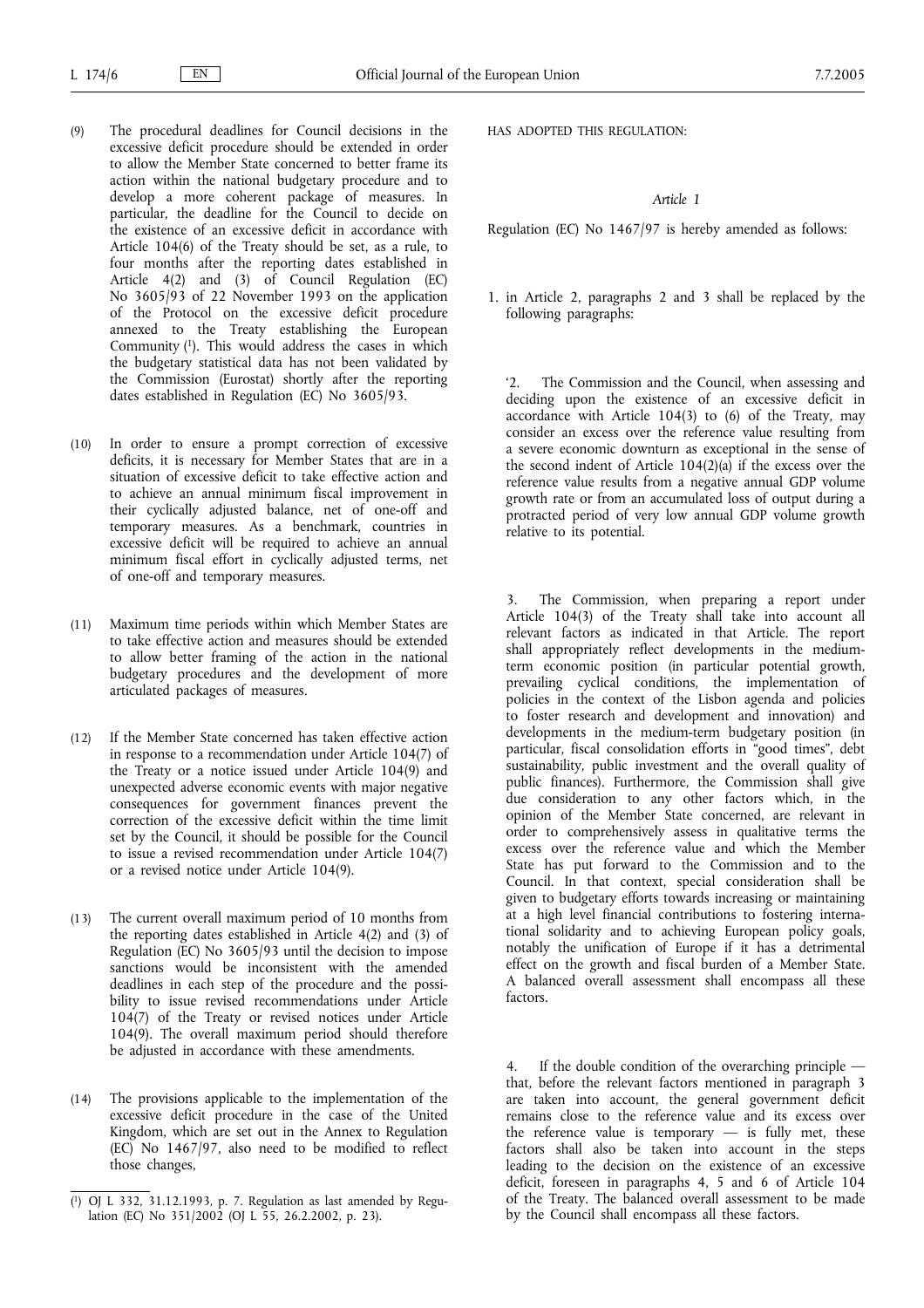(9) The procedural deadlines for Council decisions in the excessive deficit procedure should be extended in order to allow the Member State concerned to better frame its action within the national budgetary procedure and to develop a more coherent package of measures. In particular, the deadline for the Council to decide on the existence of an excessive deficit in accordance with Article 104(6) of the Treaty should be set, as a rule, to four months after the reporting dates established in Article 4(2) and (3) of Council Regulation (EC) No 3605/93 of 22 November 1993 on the application of the Protocol on the excessive deficit procedure annexed to the Treaty establishing the European Community [1]. This would address the cases in which the budgetary statistical data has not been validated by the Commission (Eurostat) shortly after the reporting dates established in Regulation (EC) No 3605/93.

(10) In order to ensure a prompt correction of excessive deficits, it is necessary for Member States that are in a situation of excessive deficit to take effective action and to achieve an annual minimum fiscal improvement in their cyclically adjusted balance, net of one-off and temporary measures. As a benchmark, countries in excessive deficit will be required to achieve an annual minimum fiscal effort in cyclically adjusted terms, net of one-off and temporary measures.

(11) Maximum time periods within which Member States are to take effective action and measures should be extended to allow better framing of the action in the national budgetary procedures and the development of more articulated packages of measures.

(12) If the Member State concerned has taken effective action in response to a recommendation under Article 104(7) of the Treaty or a notice issued under Article 104(9) and unexpected adverse economic events with major negative consequences for government finances prevent the correction of the excessive deficit within the time limit set by the Council, it should be possible for the Council to issue a revised recommendation under Article 104(7) or a revised notice under Article 104(9).

(13) The current overall maximum period of 10 months from the reporting dates established in Article 4(2) and (3) of Regulation (EC) No 3605/93 until the decision to impose sanctions would be inconsistent with the amended deadlines in each step of the procedure and the possibility to issue revised recommendations under Article 104(7) of the Treaty or revised notices under Article 104(9). The overall maximum period should therefore be adjusted in accordance with these amendments.

(14) The provisions applicable to the implementation of the excessive deficit procedure in the case of the United Kingdom, which are set out in the Annex to Regulation (EC) No 1467/97, also need to be modified to reflect those changes,

[1] OJ L 332, 31.12.1993, p. 7. Regulation as last amended by Regulation (EC) No 351/2002 (OJ L 55, 26.2.2002, p. 23).

HAS ADOPTED THIS REGULATION:

*Article 1*

Regulation (EC) No 1467/97 is hereby amended as follows:

1. in Article 2, paragraphs 2 and 3 shall be replaced by the following paragraphs:

'2. The Commission and the Council, when assessing and deciding upon the existence of an excessive deficit in accordance with Article 104(3) to (6) of the Treaty, may consider an excess over the reference value resulting from a severe economic downturn as exceptional in the sense of the second indent of Article 104(2)(a) if the excess over the reference value results from a negative annual GDP volume growth rate or from an accumulated loss of output during a protracted period of very low annual GDP volume growth relative to its potential.

3. The Commission, when preparing a report under Article 104(3) of the Treaty shall take into account all relevant factors as indicated in that Article. The report shall appropriately reflect developments in the medium-term economic position (in particular potential growth, prevailing cyclical conditions, the implementation of policies in the context of the Lisbon agenda and policies to foster research and development and innovation) and developments in the medium-term budgetary position (in particular, fiscal consolidation efforts in "good times", debt sustainability, public investment and the overall quality of public finances). Furthermore, the Commission shall give due consideration to any other factors which, in the opinion of the Member State concerned, are relevant in order to comprehensively assess in qualitative terms the excess over the reference value and which the Member State has put forward to the Commission and to the Council. In that context, special consideration shall be given to budgetary efforts towards increasing or maintaining at a high level financial contributions to fostering international solidarity and to achieving European policy goals, notably the unification of Europe if it has a detrimental effect on the growth and fiscal burden of a Member State. A balanced overall assessment shall encompass all these factors.

4. If the double condition of the overarching principle — that, before the relevant factors mentioned in paragraph 3 are taken into account, the general government deficit remains close to the reference value and its excess over the reference value is temporary — is fully met, these factors shall also be taken into account in the steps leading to the decision on the existence of an excessive deficit, foreseen in paragraphs 4, 5 and 6 of Article 104 of the Treaty. The balanced overall assessment to be made by the Council shall encompass all these factors.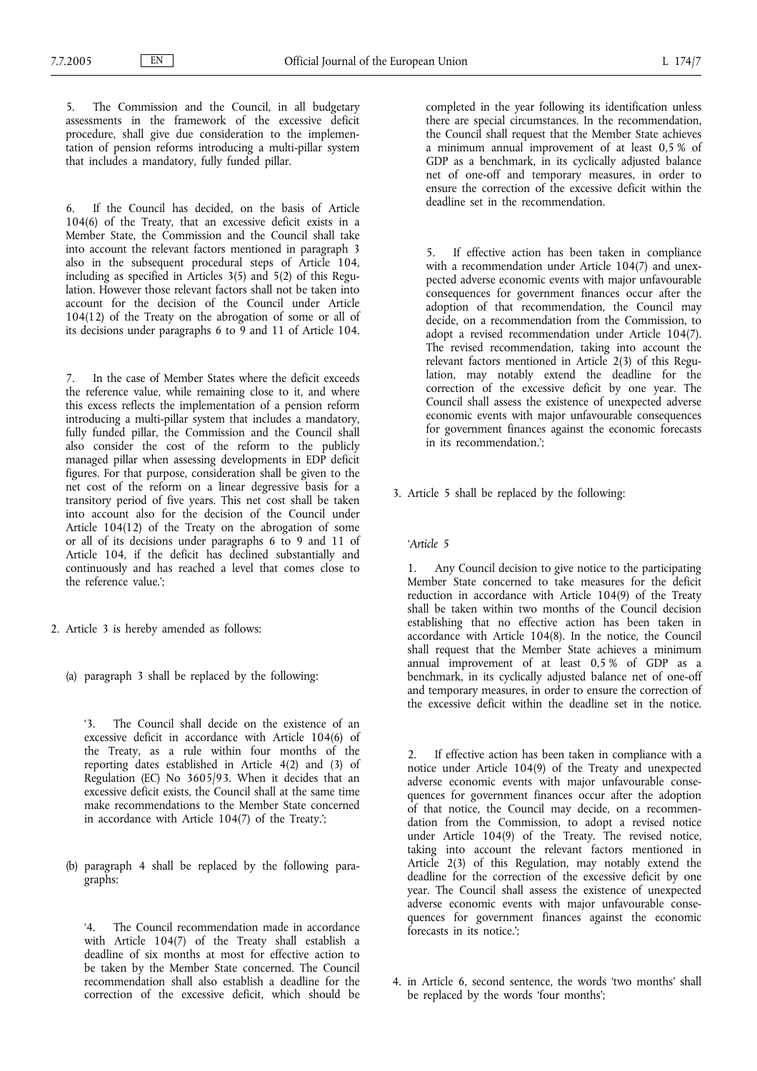5. The Commission and the Council, in all budgetary assessments in the framework of the excessive deficit procedure, shall give due consideration to the implementation of pension reforms introducing a multi-pillar system that includes a mandatory, fully funded pillar.

6. If the Council has decided, on the basis of Article 104(6) of the Treaty, that an excessive deficit exists in a Member State, the Commission and the Council shall take into account the relevant factors mentioned in paragraph 3 also in the subsequent procedural steps of Article 104, including as specified in Articles 3(5) and 5(2) of this Regulation. However those relevant factors shall not be taken into account for the decision of the Council under Article 104(12) of the Treaty on the abrogation of some or all of its decisions under paragraphs 6 to 9 and 11 of Article 104.

7. In the case of Member States where the deficit exceeds the reference value, while remaining close to it, and where this excess reflects the implementation of a pension reform introducing a multi-pillar system that includes a mandatory, fully funded pillar, the Commission and the Council shall also consider the cost of the reform to the publicly managed pillar when assessing developments in EDP deficit figures. For that purpose, consideration shall be given to the net cost of the reform on a linear degressive basis for a transitory period of five years. This net cost shall be taken into account also for the decision of the Council under Article 104(12) of the Treaty on the abrogation of some or all of its decisions under paragraphs 6 to 9 and 11 of Article 104, if the deficit has declined substantially and continuously and has reached a level that comes close to the reference value.';

2. Article 3 is hereby amended as follows:

(a) paragraph 3 shall be replaced by the following:

'3. The Council shall decide on the existence of an excessive deficit in accordance with Article 104(6) of the Treaty, as a rule within four months of the reporting dates established in Article 4(2) and (3) of Regulation (EC) No 3605/93. When it decides that an excessive deficit exists, the Council shall at the same time make recommendations to the Member State concerned in accordance with Article 104(7) of the Treaty.';

(b) paragraph 4 shall be replaced by the following paragraphs:

'4. The Council recommendation made in accordance with Article 104(7) of the Treaty shall establish a deadline of six months at most for effective action to be taken by the Member State concerned. The Council recommendation shall also establish a deadline for the correction of the excessive deficit, which should be completed in the year following its identification unless there are special circumstances. In the recommendation, the Council shall request that the Member State achieves a minimum annual improvement of at least 0,5 % of GDP as a benchmark, in its cyclically adjusted balance net of one-off and temporary measures, in order to ensure the correction of the excessive deficit within the deadline set in the recommendation.

5. If effective action has been taken in compliance with a recommendation under Article 104(7) and unexpected adverse economic events with major unfavourable consequences for government finances occur after the adoption of that recommendation, the Council may decide, on a recommendation from the Commission, to adopt a revised recommendation under Article 104(7). The revised recommendation, taking into account the relevant factors mentioned in Article 2(3) of this Regulation, may notably extend the deadline for the correction of the excessive deficit by one year. The Council shall assess the existence of unexpected adverse economic events with major unfavourable consequences for government finances against the economic forecasts in its recommendation.';

3. Article 5 shall be replaced by the following:

'*Article 5*

1. Any Council decision to give notice to the participating Member State concerned to take measures for the deficit reduction in accordance with Article 104(9) of the Treaty shall be taken within two months of the Council decision establishing that no effective action has been taken in accordance with Article 104(8). In the notice, the Council shall request that the Member State achieves a minimum annual improvement of at least 0,5 % of GDP as a benchmark, in its cyclically adjusted balance net of one-off and temporary measures, in order to ensure the correction of the excessive deficit within the deadline set in the notice.

2. If effective action has been taken in compliance with a notice under Article 104(9) of the Treaty and unexpected adverse economic events with major unfavourable consequences for government finances occur after the adoption of that notice, the Council may decide, on a recommendation from the Commission, to adopt a revised notice under Article 104(9) of the Treaty. The revised notice, taking into account the relevant factors mentioned in Article 2(3) of this Regulation, may notably extend the deadline for the correction of the excessive deficit by one year. The Council shall assess the existence of unexpected adverse economic events with major unfavourable consequences for government finances against the economic forecasts in its notice.';

4. in Article 6, second sentence, the words 'two months' shall be replaced by the words 'four months';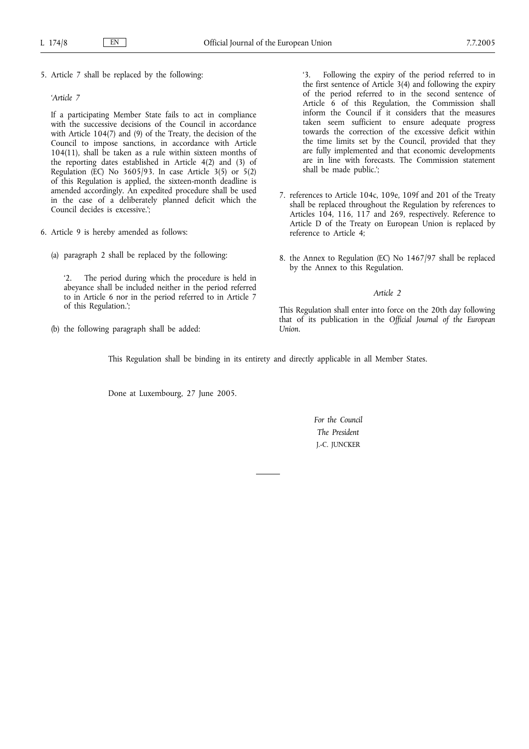5. Article 7 shall be replaced by the following:

   *'Article 7*

   If a participating Member State fails to act in compliance with the successive decisions of the Council in accordance with Article 104(7) and (9) of the Treaty, the decision of the Council to impose sanctions, in accordance with Article 104(11), shall be taken as a rule within sixteen months of the reporting dates established in Article 4(2) and (3) of Regulation (EC) No 3605/93. In case Article 3(5) or 5(2) of this Regulation is applied, the sixteen-month deadline is amended accordingly. An expedited procedure shall be used in the case of a deliberately planned deficit which the Council decides is excessive.';

6. Article 9 is hereby amended as follows:

   (a) paragraph 2 shall be replaced by the following:

   '2. The period during which the procedure is held in abeyance shall be included neither in the period referred to in Article 6 nor in the period referred to in Article 7 of this Regulation.';

   (b) the following paragraph shall be added:

   '3. Following the expiry of the period referred to in the first sentence of Article 3(4) and following the expiry of the period referred to in the second sentence of Article 6 of this Regulation, the Commission shall inform the Council if it considers that the measures taken seem sufficient to ensure adequate progress towards the correction of the excessive deficit within the time limits set by the Council, provided that they are fully implemented and that economic developments are in line with forecasts. The Commission statement shall be made public.';

7. references to Article 104c, 109e, 109f and 201 of the Treaty shall be replaced throughout the Regulation by references to Articles 104, 116, 117 and 269, respectively. Reference to Article D of the Treaty on European Union is replaced by reference to Article 4;

8. the Annex to Regulation (EC) No 1467/97 shall be replaced by the Annex to this Regulation.

*Article 2*

This Regulation shall enter into force on the 20th day following that of its publication in the *Official Journal of the European Union*.

This Regulation shall be binding in its entirety and directly applicable in all Member States.

Done at Luxembourg, 27 June 2005.

*For the Council*

*The President*

J.-C. JUNCKER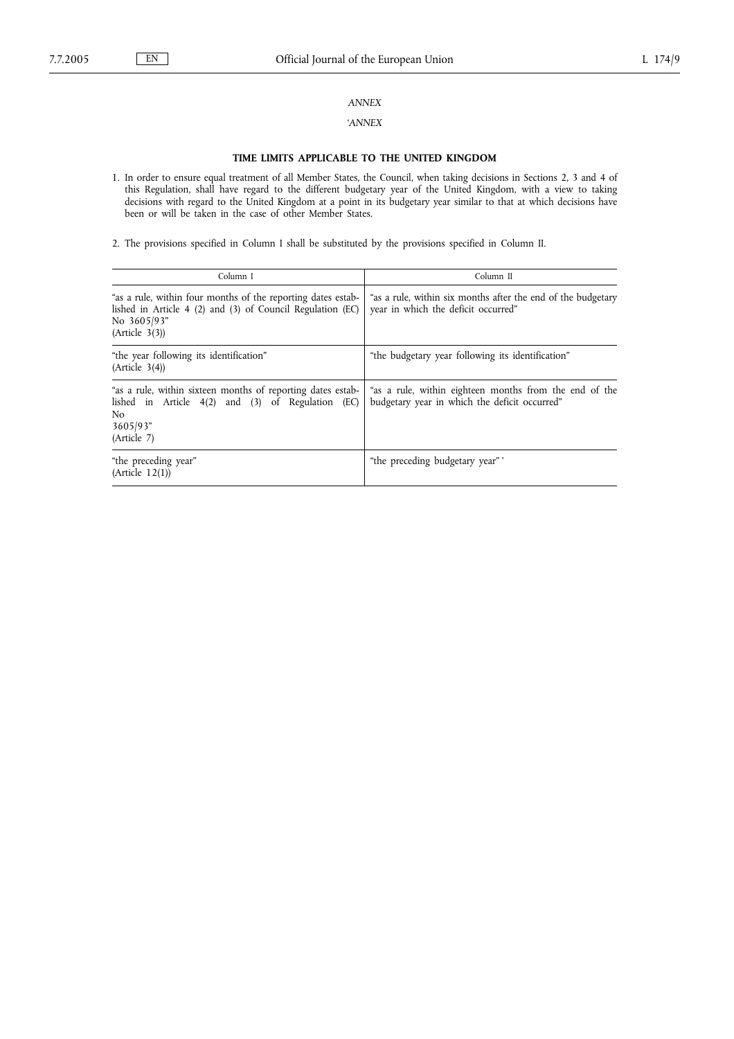*ANNEX*

*'ANNEX*

**TIME LIMITS APPLICABLE TO THE UNITED KINGDOM**

1. In order to ensure equal treatment of all Member States, the Council, when taking decisions in Sections 2, 3 and 4 of this Regulation, shall have regard to the different budgetary year of the United Kingdom, with a view to taking decisions with regard to the United Kingdom at a point in its budgetary year similar to that at which decisions have been or will be taken in the case of other Member States.

2. The provisions specified in Column I shall be substituted by the provisions specified in Column II.

| Column I | Column II |
|---|---|
| "as a rule, within four months of the reporting dates established in Article 4 (2) and (3) of Council Regulation (EC) No 3605/93" (Article 3(3)) | "as a rule, within six months after the end of the budgetary year in which the deficit occurred" |
| "the year following its identification" (Article 3(4)) | "the budgetary year following its identification" |
| "as a rule, within sixteen months of reporting dates established in Article 4(2) and (3) of Regulation (EC) No 3605/93" (Article 7) | "as a rule, within eighteen months from the end of the budgetary year in which the deficit occurred" |
| "the preceding year" (Article 12(1)) | "the preceding budgetary year" ' |